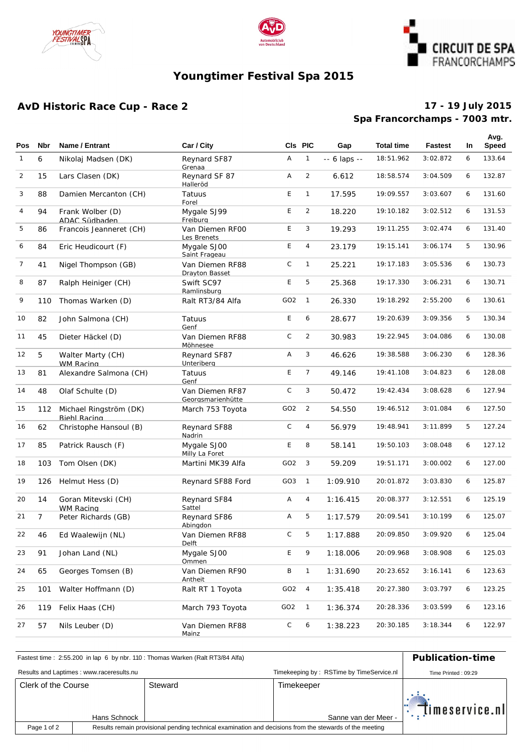# Youngtimer Festival Spa 2015

## AvD Historic Race Cup - Race 2

**17 - 19 July 2015**
**Spa Francorchamps - 7003 mtr.**

| Pos | Nbr | Name / Entrant | Car / City | Cls | PIC | Gap | Total time | Fastest | In | Avg. Speed |
|---|---|---|---|---|---|---|---|---|---|---|
| 1 | 6 | Nikolaj Madsen (DK) | Reynard SF87 Grenaa | A | 1 | -- 6 laps -- | 18:51.962 | 3:02.872 | 6 | 133.64 |
| 2 | 15 | Lars Clasen (DK) | Reynard SF 87 Halleröd | A | 2 | 6.612 | 18:58.574 | 3:04.509 | 6 | 132.87 |
| 3 | 88 | Damien Mercanton (CH) | Tatuus Forel | E | 1 | 17.595 | 19:09.557 | 3:03.607 | 6 | 131.60 |
| 4 | 94 | Frank Wolber (D) ADAC Südbaden | Mygale SJ99 Freiburg | E | 2 | 18.220 | 19:10.182 | 3:02.512 | 6 | 131.53 |
| 5 | 86 | Francois Jeanneret (CH) | Van Diemen RF00 Les Brenets | E | 3 | 19.293 | 19:11.255 | 3:02.474 | 6 | 131.40 |
| 6 | 84 | Eric Heudicourt (F) | Mygale SJ00 Saint Frageau | E | 4 | 23.179 | 19:15.141 | 3:06.174 | 5 | 130.96 |
| 7 | 41 | Nigel Thompson (GB) | Van Diemen RF88 Drayton Basset | C | 1 | 25.221 | 19:17.183 | 3:05.536 | 6 | 130.73 |
| 8 | 87 | Ralph Heiniger (CH) | Swift SC97 Ramlinsburg | E | 5 | 25.368 | 19:17.330 | 3:06.231 | 6 | 130.71 |
| 9 | 110 | Thomas Warken (D) | Ralt RT3/84 Alfa | GO2 | 1 | 26.330 | 19:18.292 | 2:55.200 | 6 | 130.61 |
| 10 | 82 | John Salmona (CH) | Tatuus Genf | E | 6 | 28.677 | 19:20.639 | 3:09.356 | 5 | 130.34 |
| 11 | 45 | Dieter Häckel (D) | Van Diemen RF88 Möhnesee | C | 2 | 30.983 | 19:22.945 | 3:04.086 | 6 | 130.08 |
| 12 | 5 | Walter Marty (CH) WM Racing | Reynard SF87 Unteriberg | A | 3 | 46.626 | 19:38.588 | 3:06.230 | 6 | 128.36 |
| 13 | 81 | Alexandre Salmona (CH) | Tatuus Genf | E | 7 | 49.146 | 19:41.108 | 3:04.823 | 6 | 128.08 |
| 14 | 48 | Olaf Schulte (D) | Van Diemen RF87 Georgsmarienhütte | C | 3 | 50.472 | 19:42.434 | 3:08.628 | 6 | 127.94 |
| 15 | 112 | Michael Ringström (DK) Biehl Racing | March 753 Toyota | GO2 | 2 | 54.550 | 19:46.512 | 3:01.084 | 6 | 127.50 |
| 16 | 62 | Christophe Hansoul (B) | Reynard SF88 Nadrin | C | 4 | 56.979 | 19:48.941 | 3:11.899 | 5 | 127.24 |
| 17 | 85 | Patrick Rausch (F) | Mygale SJ00 Milly La Foret | E | 8 | 58.141 | 19:50.103 | 3:08.048 | 6 | 127.12 |
| 18 | 103 | Tom Olsen (DK) | Martini MK39 Alfa | GO2 | 3 | 59.209 | 19:51.171 | 3:00.002 | 6 | 127.00 |
| 19 | 126 | Helmut Hess (D) | Reynard SF88 Ford | GO3 | 1 | 1:09.910 | 20:01.872 | 3:03.830 | 6 | 125.87 |
| 20 | 14 | Goran Mitevski (CH) WM Racing | Reynard SF84 Sattel | A | 4 | 1:16.415 | 20:08.377 | 3:12.551 | 6 | 125.19 |
| 21 | 7 | Peter Richards (GB) | Reynard SF86 Abingdon | A | 5 | 1:17.579 | 20:09.541 | 3:10.199 | 6 | 125.07 |
| 22 | 46 | Ed Waalewijn (NL) | Van Diemen RF88 Delft | C | 5 | 1:17.888 | 20:09.850 | 3:09.920 | 6 | 125.04 |
| 23 | 91 | Johan Land (NL) | Mygale SJ00 Ommen | E | 9 | 1:18.006 | 20:09.968 | 3:08.908 | 6 | 125.03 |
| 24 | 65 | Georges Tomsen (B) | Van Diemen RF90 Antheit | B | 1 | 1:31.690 | 20:23.652 | 3:16.141 | 6 | 123.63 |
| 25 | 101 | Walter Hoffmann (D) | Ralt RT 1 Toyota | GO2 | 4 | 1:35.418 | 20:27.380 | 3:03.797 | 6 | 123.25 |
| 26 | 119 | Felix Haas (CH) | March 793 Toyota | GO2 | 1 | 1:36.374 | 20:28.336 | 3:03.599 | 6 | 123.16 |
| 27 | 57 | Nils Leuber (D) | Van Diemen RF88 Mainz | C | 6 | 1:38.223 | 20:30.185 | 3:18.344 | 6 | 122.97 |

Fastest time : 2:55.200 in lap 6 by nbr. 110 : Thomas Warken (Ralt RT3/84 Alfa)

**Publication-time**

Results and Laptimes : www.raceresults.nu

Timekeeping by : RSTime by TimeService.nl

Time Printed : 09:29

| Clerk of the Course | Steward | Timekeeper |
|---|---|---|
| Hans Schnock | | Sanne van der Meer - |

Results remain provisional pending technical examination and decisions from the stewards of the meeting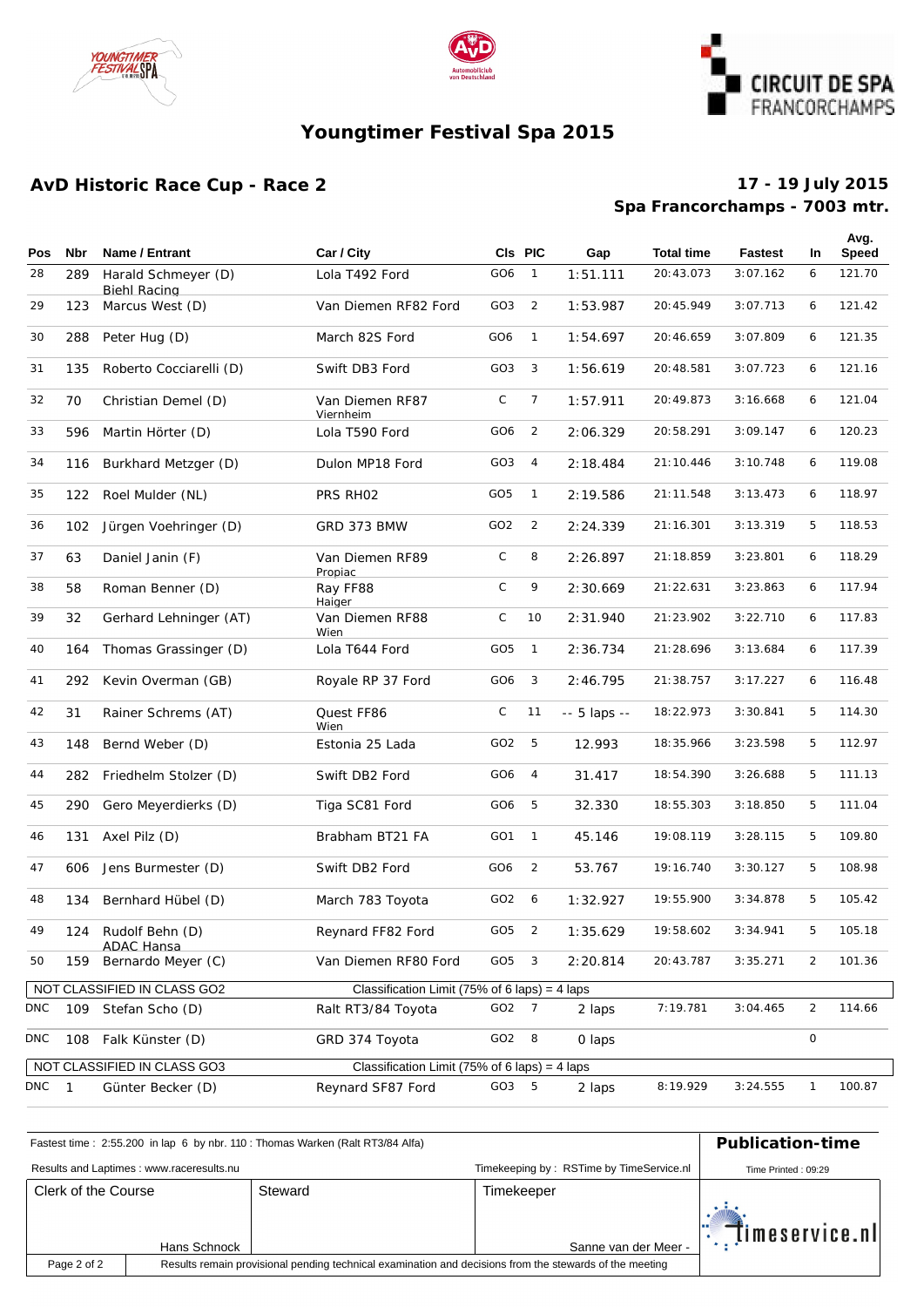# Youngtimer Festival Spa 2015

## AvD Historic Race Cup - Race 2

**17 - 19 July 2015**
**Spa Francorchamps - 7003 mtr.**

| Pos | Nbr | Name / Entrant | Car / City | Cls | PIC | Gap | Total time | Fastest | In | Avg. Speed |
|---|---|---|---|---|---|---|---|---|---|---|
| 28 | 289 | Harald Schmeyer (D) Biehl Racing | Lola T492 Ford | GO6 | 1 | 1:51.111 | 20:43.073 | 3:07.162 | 6 | 121.70 |
| 29 | 123 | Marcus West (D) | Van Diemen RF82 Ford | GO3 | 2 | 1:53.987 | 20:45.949 | 3:07.713 | 6 | 121.42 |
| 30 | 288 | Peter Hug (D) | March 82S Ford | GO6 | 1 | 1:54.697 | 20:46.659 | 3:07.809 | 6 | 121.35 |
| 31 | 135 | Roberto Cocciarelli (D) | Swift DB3 Ford | GO3 | 3 | 1:56.619 | 20:48.581 | 3:07.723 | 6 | 121.16 |
| 32 | 70 | Christian Demel (D) | Van Diemen RF87 Viernheim | C | 7 | 1:57.911 | 20:49.873 | 3:16.668 | 6 | 121.04 |
| 33 | 596 | Martin Hörter (D) | Lola T590 Ford | GO6 | 2 | 2:06.329 | 20:58.291 | 3:09.147 | 6 | 120.23 |
| 34 | 116 | Burkhard Metzger (D) | Dulon MP18 Ford | GO3 | 4 | 2:18.484 | 21:10.446 | 3:10.748 | 6 | 119.08 |
| 35 | 122 | Roel Mulder (NL) | PRS RH02 | GO5 | 1 | 2:19.586 | 21:11.548 | 3:13.473 | 6 | 118.97 |
| 36 | 102 | Jürgen Voehringer (D) | GRD 373 BMW | GO2 | 2 | 2:24.339 | 21:16.301 | 3:13.319 | 5 | 118.53 |
| 37 | 63 | Daniel Janin (F) | Van Diemen RF89 Propiac | C | 8 | 2:26.897 | 21:18.859 | 3:23.801 | 6 | 118.29 |
| 38 | 58 | Roman Benner (D) | Ray FF88 Haiger | C | 9 | 2:30.669 | 21:22.631 | 3:23.863 | 6 | 117.94 |
| 39 | 32 | Gerhard Lehninger (AT) | Van Diemen RF88 Wien | C | 10 | 2:31.940 | 21:23.902 | 3:22.710 | 6 | 117.83 |
| 40 | 164 | Thomas Grassinger (D) | Lola T644 Ford | GO5 | 1 | 2:36.734 | 21:28.696 | 3:13.684 | 6 | 117.39 |
| 41 | 292 | Kevin Overman (GB) | Royale RP 37 Ford | GO6 | 3 | 2:46.795 | 21:38.757 | 3:17.227 | 6 | 116.48 |
| 42 | 31 | Rainer Schrems (AT) | Quest FF86 Wien | C | 11 | -- 5 laps -- | 18:22.973 | 3:30.841 | 5 | 114.30 |
| 43 | 148 | Bernd Weber (D) | Estonia 25 Lada | GO2 | 5 | 12.993 | 18:35.966 | 3:23.598 | 5 | 112.97 |
| 44 | 282 | Friedhelm Stolzer (D) | Swift DB2 Ford | GO6 | 4 | 31.417 | 18:54.390 | 3:26.688 | 5 | 111.13 |
| 45 | 290 | Gero Meyerdierks (D) | Tiga SC81 Ford | GO6 | 5 | 32.330 | 18:55.303 | 3:18.850 | 5 | 111.04 |
| 46 | 131 | Axel Pilz (D) | Brabham BT21 FA | GO1 | 1 | 45.146 | 19:08.119 | 3:28.115 | 5 | 109.80 |
| 47 | 606 | Jens Burmester (D) | Swift DB2 Ford | GO6 | 2 | 53.767 | 19:16.740 | 3:30.127 | 5 | 108.98 |
| 48 | 134 | Bernhard Hübel (D) | March 783 Toyota | GO2 | 6 | 1:32.927 | 19:55.900 | 3:34.878 | 5 | 105.42 |
| 49 | 124 | Rudolf Behn (D) ADAC Hansa | Reynard FF82 Ford | GO5 | 2 | 1:35.629 | 19:58.602 | 3:34.941 | 5 | 105.18 |
| 50 | 159 | Bernardo Meyer (C) | Van Diemen RF80 Ford | GO5 | 3 | 2:20.814 | 20:43.787 | 3:35.271 | 2 | 101.36 |
| NOT CLASSIFIED IN CLASS GO2 | | | Classification Limit (75% of 6 laps) = 4 laps | | | | | | | |
| DNC | 109 | Stefan Scho (D) | Ralt RT3/84 Toyota | GO2 | 7 | 2 laps | 7:19.781 | 3:04.465 | 2 | 114.66 |
| DNC | 108 | Falk Künster (D) | GRD 374 Toyota | GO2 | 8 | 0 laps | | | 0 | |
| NOT CLASSIFIED IN CLASS GO3 | | | Classification Limit (75% of 6 laps) = 4 laps | | | | | | | |
| DNC | 1 | Günter Becker (D) | Reynard SF87 Ford | GO3 | 5 | 2 laps | 8:19.929 | 3:24.555 | 1 | 100.87 |

Fastest time : 2:55.200 in lap 6 by nbr. 110 : Thomas Warken (Ralt RT3/84 Alfa)

**Publication-time**

Results and Laptimes : www.raceresults.nu

Timekeeping by : RSTime by TimeService.nl

Time Printed : 09:29

| Clerk of the Course | Steward | Timekeeper |
|---|---|---|
| Hans Schnock | | Sanne van der Meer - |

timeservice.nl

Results remain provisional pending technical examination and decisions from the stewards of the meeting